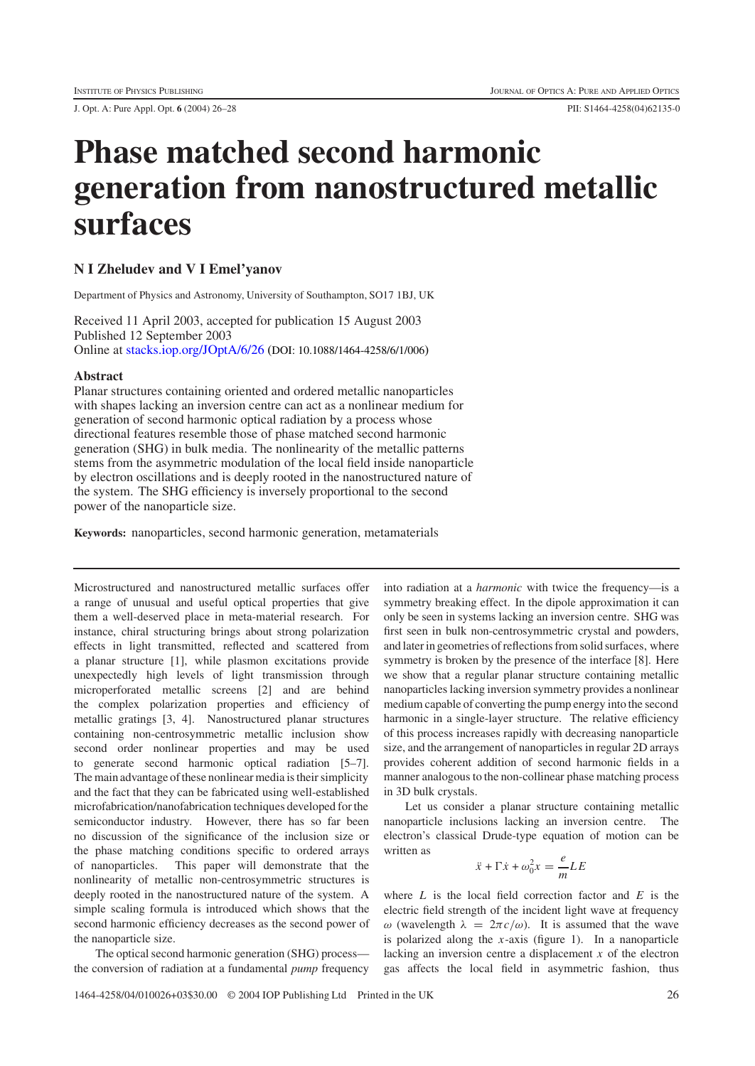# Phase matched second harmonic generation from nanostructured metallic surfaces

**N I Zheludev and V I Emel'yanov**

Department of Physics and Astronomy, University of Southampton, SO17 1BJ, UK

Received 11 April 2003, accepted for publication 15 August 2003
Published 12 September 2003
Online at stacks.iop.org/JOptA/6/26 (DOI: 10.1088/1464-4258/6/1/006)

### Abstract

Planar structures containing oriented and ordered metallic nanoparticles with shapes lacking an inversion centre can act as a nonlinear medium for generation of second harmonic optical radiation by a process whose directional features resemble those of phase matched second harmonic generation (SHG) in bulk media. The nonlinearity of the metallic patterns stems from the asymmetric modulation of the local field inside nanoparticle by electron oscillations and is deeply rooted in the nanostructured nature of the system. The SHG efficiency is inversely proportional to the second power of the nanoparticle size.

**Keywords:** nanoparticles, second harmonic generation, metamaterials

Microstructured and nanostructured metallic surfaces offer a range of unusual and useful optical properties that give them a well-deserved place in meta-material research. For instance, chiral structuring brings about strong polarization effects in light transmitted, reflected and scattered from a planar structure [1], while plasmon excitations provide unexpectedly high levels of light transmission through microperforated metallic screens [2] and are behind the complex polarization properties and efficiency of metallic gratings [3, 4]. Nanostructured planar structures containing non-centrosymmetric metallic inclusion show second order nonlinear properties and may be used to generate second harmonic optical radiation [5–7]. The main advantage of these nonlinear media is their simplicity and the fact that they can be fabricated using well-established microfabrication/nanofabrication techniques developed for the semiconductor industry. However, there has so far been no discussion of the significance of the inclusion size or the phase matching conditions specific to ordered arrays of nanoparticles. This paper will demonstrate that the nonlinearity of metallic non-centrosymmetric structures is deeply rooted in the nanostructured nature of the system. A simple scaling formula is introduced which shows that the second harmonic efficiency decreases as the second power of the nanoparticle size.

The optical second harmonic generation (SHG) process—the conversion of radiation at a fundamental *pump* frequency into radiation at a *harmonic* with twice the frequency—is a symmetry breaking effect. In the dipole approximation it can only be seen in systems lacking an inversion centre. SHG was first seen in bulk non-centrosymmetric crystal and powders, and later in geometries of reflections from solid surfaces, where symmetry is broken by the presence of the interface [8]. Here we show that a regular planar structure containing metallic nanoparticles lacking inversion symmetry provides a nonlinear medium capable of converting the pump energy into the second harmonic in a single-layer structure. The relative efficiency of this process increases rapidly with decreasing nanoparticle size, and the arrangement of nanoparticles in regular 2D arrays provides coherent addition of second harmonic fields in a manner analogous to the non-collinear phase matching process in 3D bulk crystals.

Let us consider a planar structure containing metallic nanoparticle inclusions lacking an inversion centre. The electron's classical Drude-type equation of motion can be written as

$$\ddot{x} + \Gamma\dot{x} + \omega_0^2 x = \frac{e}{m} L E$$

where $L$ is the local field correction factor and $E$ is the electric field strength of the incident light wave at frequency $\omega$ (wavelength $\lambda = 2\pi c/\omega$). It is assumed that the wave is polarized along the $x$-axis (figure 1). In a nanoparticle lacking an inversion centre a displacement $x$ of the electron gas affects the local field in asymmetric fashion, thus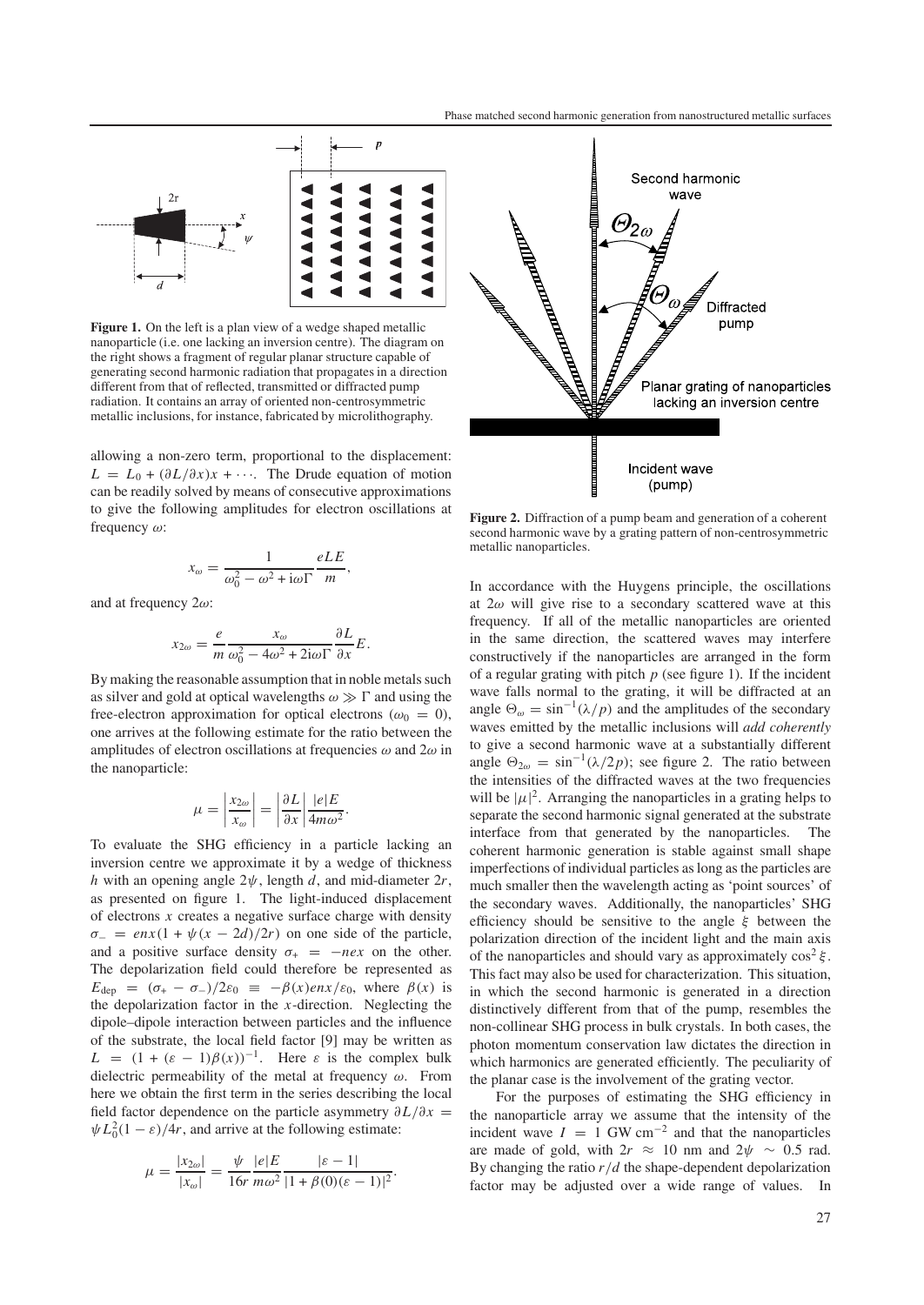**Figure 1.** On the left is a plan view of a wedge shaped metallic nanoparticle (i.e. one lacking an inversion centre). The diagram on the right shows a fragment of regular planar structure capable of generating second harmonic radiation that propagates in a direction different from that of reflected, transmitted or diffracted pump radiation. It contains an array of oriented non-centrosymmetric metallic inclusions, for instance, fabricated by microlithography.

allowing a non-zero term, proportional to the displacement: $L = L_0 + (\partial L/\partial x)x + \cdots$. The Drude equation of motion can be readily solved by means of consecutive approximations to give the following amplitudes for electron oscillations at frequency $\omega$:

$$x_\omega = \frac{1}{\omega_0^2 - \omega^2 + i\omega\Gamma} \frac{eLE}{m},$$

and at frequency $2\omega$:

$$x_{2\omega} = \frac{e}{m} \frac{x_\omega}{\omega_0^2 - 4\omega^2 + 2i\omega\Gamma} \frac{\partial L}{\partial x} E.$$

By making the reasonable assumption that in noble metals such as silver and gold at optical wavelengths $\omega \gg \Gamma$ and using the free-electron approximation for optical electrons ($\omega_0 = 0$), one arrives at the following estimate for the ratio between the amplitudes of electron oscillations at frequencies $\omega$ and $2\omega$ in the nanoparticle:

$$\mu = \left|\frac{x_{2\omega}}{x_\omega}\right| = \left|\frac{\partial L}{\partial x}\right| \frac{|e|E}{4m\omega^2}.$$

To evaluate the SHG efficiency in a particle lacking an inversion centre we approximate it by a wedge of thickness $h$ with an opening angle $2\psi$, length $d$, and mid-diameter $2r$, as presented on figure 1. The light-induced displacement of electrons $x$ creates a negative surface charge with density $\sigma_- = enx(1 + \psi(x - 2d)/2r)$ on one side of the particle, and a positive surface density $\sigma_+ = -nex$ on the other. The depolarization field could therefore be represented as $E_{\text{dep}} = (\sigma_+ - \sigma_-)/2\varepsilon_0 \equiv -\beta(x)enx/\varepsilon_0$, where $\beta(x)$ is the depolarization factor in the $x$-direction. Neglecting the dipole–dipole interaction between particles and the influence of the substrate, the local field factor [9] may be written as $L = (1 + (\varepsilon - 1)\beta(x))^{-1}$. Here $\varepsilon$ is the complex bulk dielectric permeability of the metal at frequency $\omega$. From here we obtain the first term in the series describing the local field factor dependence on the particle asymmetry $\partial L/\partial x = \psi L_0^2(1 - \varepsilon)/4r$, and arrive at the following estimate:

$$\mu = \frac{|x_{2\omega}|}{|x_\omega|} = \frac{\psi}{16r} \frac{|e|E}{m\omega^2} \frac{|\varepsilon - 1|}{|1 + \beta(0)(\varepsilon - 1)|^2}.$$

**Figure 2.** Diffraction of a pump beam and generation of a coherent second harmonic wave by a grating pattern of non-centrosymmetric metallic nanoparticles.

In accordance with the Huygens principle, the oscillations at $2\omega$ will give rise to a secondary scattered wave at this frequency. If all of the metallic nanoparticles are oriented in the same direction, the scattered waves may interfere constructively if the nanoparticles are arranged in the form of a regular grating with pitch $p$ (see figure 1). If the incident wave falls normal to the grating, it will be diffracted at an angle $\Theta_\omega = \sin^{-1}(\lambda/p)$ and the amplitudes of the secondary waves emitted by the metallic inclusions will *add coherently* to give a second harmonic wave at a substantially different angle $\Theta_{2\omega} = \sin^{-1}(\lambda/2p)$; see figure 2. The ratio between the intensities of the diffracted waves at the two frequencies will be $|\mu|^2$. Arranging the nanoparticles in a grating helps to separate the second harmonic signal generated at the substrate interface from that generated by the nanoparticles. The coherent harmonic generation is stable against small shape imperfections of individual particles as long as the particles are much smaller then the wavelength acting as 'point sources' of the secondary waves. Additionally, the nanoparticles' SHG efficiency should be sensitive to the angle $\xi$ between the polarization direction of the incident light and the main axis of the nanoparticles and should vary as approximately $\cos^2\xi$. This fact may also be used for characterization. This situation, in which the second harmonic is generated in a direction distinctively different from that of the pump, resembles the non-collinear SHG process in bulk crystals. In both cases, the photon momentum conservation law dictates the direction in which harmonics are generated efficiently. The peculiarity of the planar case is the involvement of the grating vector.

For the purposes of estimating the SHG efficiency in the nanoparticle array we assume that the intensity of the incident wave $I = 1$ GW cm$^{-2}$ and that the nanoparticles are made of gold, with $2r \approx 10$ nm and $2\psi \sim 0.5$ rad. By changing the ratio $r/d$ the shape-dependent depolarization factor may be adjusted over a wide range of values. In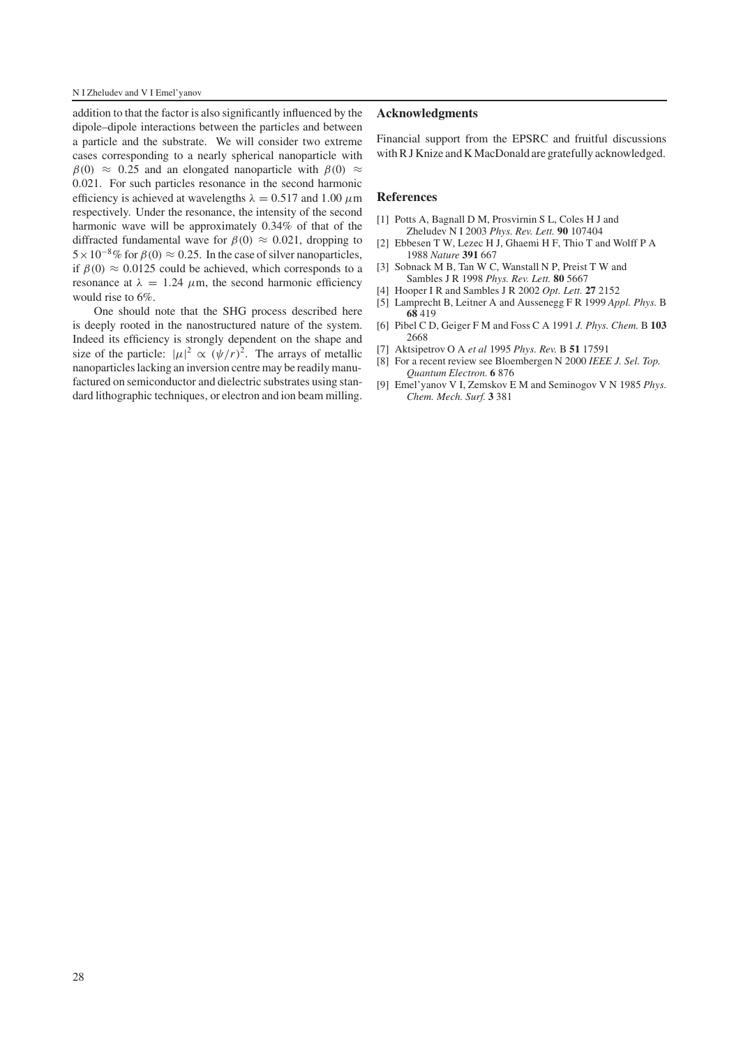addition to that the factor is also significantly influenced by the dipole–dipole interactions between the particles and between a particle and the substrate. We will consider two extreme cases corresponding to a nearly spherical nanoparticle with $\beta(0) \approx 0.25$ and an elongated nanoparticle with $\beta(0) \approx 0.021$. For such particles resonance in the second harmonic efficiency is achieved at wavelengths $\lambda = 0.517$ and $1.00\ \mu$m respectively. Under the resonance, the intensity of the second harmonic wave will be approximately 0.34% of that of the diffracted fundamental wave for $\beta(0) \approx 0.021$, dropping to $5 \times 10^{-8}$% for $\beta(0) \approx 0.25$. In the case of silver nanoparticles, if $\beta(0) \approx 0.0125$ could be achieved, which corresponds to a resonance at $\lambda = 1.24\ \mu$m, the second harmonic efficiency would rise to 6%.

One should note that the SHG process described here is deeply rooted in the nanostructured nature of the system. Indeed its efficiency is strongly dependent on the shape and size of the particle: $|\mu|^2 \propto (\psi/r)^2$. The arrays of metallic nanoparticles lacking an inversion centre may be readily manufactured on semiconductor and dielectric substrates using standard lithographic techniques, or electron and ion beam milling.

## Acknowledgments

Financial support from the EPSRC and fruitful discussions with R J Knize and K MacDonald are gratefully acknowledged.

## References

[1] Potts A, Bagnall D M, Prosvirnin S L, Coles H J and Zheludev N I 2003 *Phys. Rev. Lett.* **90** 107404

[2] Ebbesen T W, Lezec H J, Ghaemi H F, Thio T and Wolff P A 1988 *Nature* **391** 667

[3] Sobnack M B, Tan W C, Wanstall N P, Preist T W and Sambles J R 1998 *Phys. Rev. Lett.* **80** 5667

[4] Hooper I R and Sambles J R 2002 *Opt. Lett.* **27** 2152

[5] Lamprecht B, Leitner A and Aussenegg F R 1999 *Appl. Phys.* B **68** 419

[6] Pibel C D, Geiger F M and Foss C A 1991 *J. Phys. Chem.* B **103** 2668

[7] Aktsipetrov O A *et al* 1995 *Phys. Rev.* B **51** 17591

[8] For a recent review see Bloembergen N 2000 *IEEE J. Sel. Top. Quantum Electron.* **6** 876

[9] Emel'yanov V I, Zemskov E M and Seminogov V N 1985 *Phys. Chem. Mech. Surf.* **3** 381